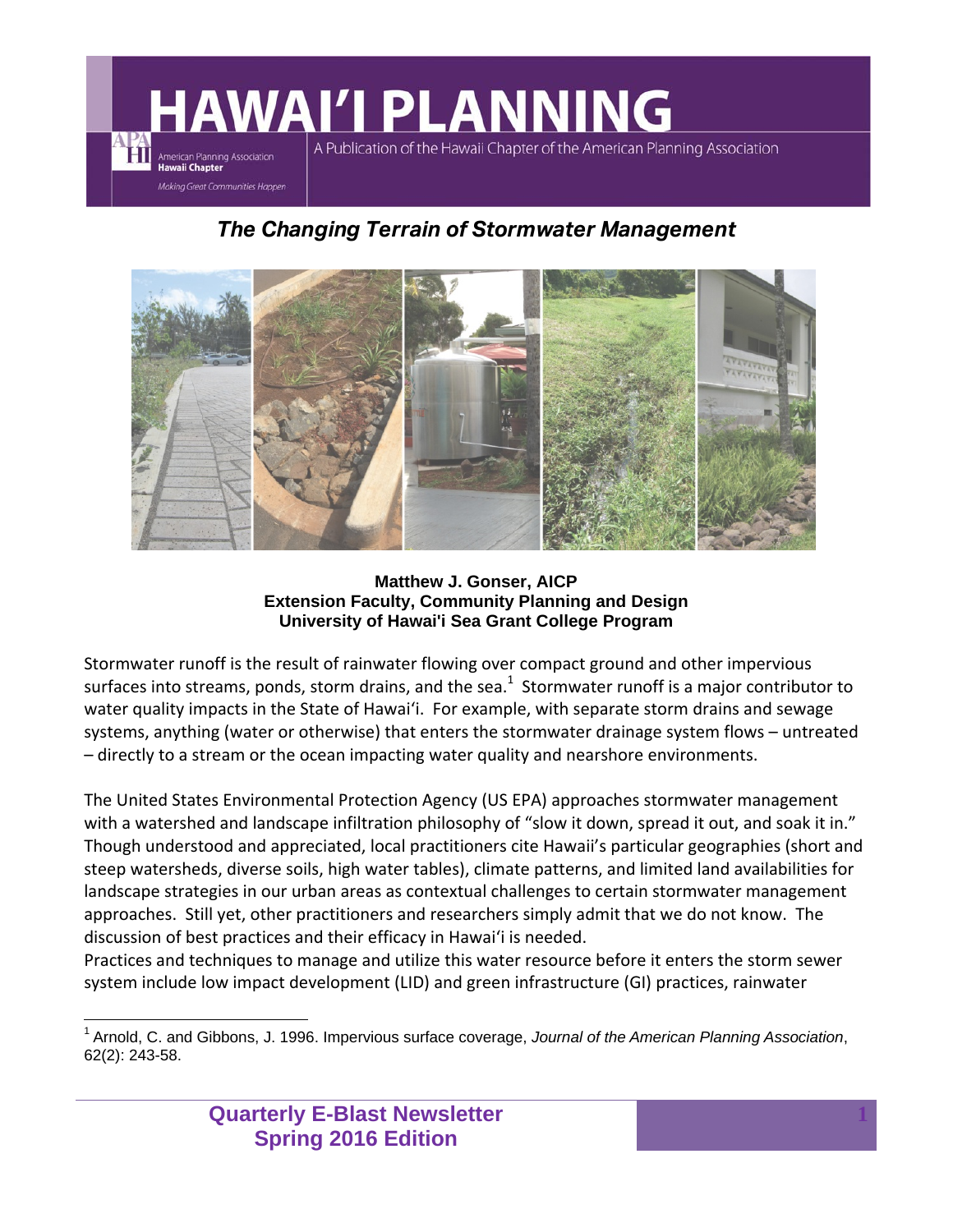# HAWAI'I PLANNING

A Publication of the Hawaii Chapter of the American Planning Association

American Planning Association **Hawaii Chapter**

*Making Great Communities Happen*

## *The Changing Terrain of Stormwater Management*

**Matthew J. Gonser, AICP**
**Extension Faculty, Community Planning and Design**
**University of Hawai'i Sea Grant College Program**

Stormwater runoff is the result of rainwater flowing over compact ground and other impervious surfaces into streams, ponds, storm drains, and the sea.[1] Stormwater runoff is a major contributor to water quality impacts in the State of Hawai'i. For example, with separate storm drains and sewage systems, anything (water or otherwise) that enters the stormwater drainage system flows – untreated – directly to a stream or the ocean impacting water quality and nearshore environments.

The United States Environmental Protection Agency (US EPA) approaches stormwater management with a watershed and landscape infiltration philosophy of "slow it down, spread it out, and soak it in." Though understood and appreciated, local practitioners cite Hawaii's particular geographies (short and steep watersheds, diverse soils, high water tables), climate patterns, and limited land availabilities for landscape strategies in our urban areas as contextual challenges to certain stormwater management approaches. Still yet, other practitioners and researchers simply admit that we do not know. The discussion of best practices and their efficacy in Hawai'i is needed.

Practices and techniques to manage and utilize this water resource before it enters the storm sewer system include low impact development (LID) and green infrastructure (GI) practices, rainwater

[1] Arnold, C. and Gibbons, J. 1996. Impervious surface coverage, *Journal of the American Planning Association*, 62(2): 243-58.

**Quarterly E-Blast Newsletter**
**Spring 2016 Edition**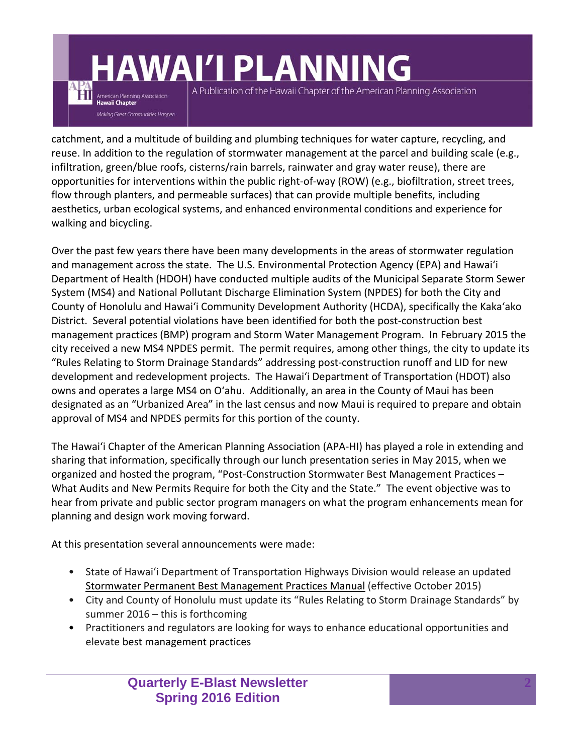catchment, and a multitude of building and plumbing techniques for water capture, recycling, and reuse. In addition to the regulation of stormwater management at the parcel and building scale (e.g., infiltration, green/blue roofs, cisterns/rain barrels, rainwater and gray water reuse), there are opportunities for interventions within the public right-of-way (ROW) (e.g., biofiltration, street trees, flow through planters, and permeable surfaces) that can provide multiple benefits, including aesthetics, urban ecological systems, and enhanced environmental conditions and experience for walking and bicycling.

Over the past few years there have been many developments in the areas of stormwater regulation and management across the state. The U.S. Environmental Protection Agency (EPA) and Hawaiʻi Department of Health (HDOH) have conducted multiple audits of the Municipal Separate Storm Sewer System (MS4) and National Pollutant Discharge Elimination System (NPDES) for both the City and County of Honolulu and Hawaiʻi Community Development Authority (HCDA), specifically the Kakaʻako District. Several potential violations have been identified for both the post-construction best management practices (BMP) program and Storm Water Management Program. In February 2015 the city received a new MS4 NPDES permit. The permit requires, among other things, the city to update its "Rules Relating to Storm Drainage Standards" addressing post-construction runoff and LID for new development and redevelopment projects. The Hawaiʻi Department of Transportation (HDOT) also owns and operates a large MS4 on Oʻahu. Additionally, an area in the County of Maui has been designated as an "Urbanized Area" in the last census and now Maui is required to prepare and obtain approval of MS4 and NPDES permits for this portion of the county.

The Hawaiʻi Chapter of the American Planning Association (APA-HI) has played a role in extending and sharing that information, specifically through our lunch presentation series in May 2015, when we organized and hosted the program, "Post-Construction Stormwater Best Management Practices – What Audits and New Permits Require for both the City and the State." The event objective was to hear from private and public sector program managers on what the program enhancements mean for planning and design work moving forward.

At this presentation several announcements were made:

- State of Hawaiʻi Department of Transportation Highways Division would release an updated Stormwater Permanent Best Management Practices Manual (effective October 2015)
- City and County of Honolulu must update its "Rules Relating to Storm Drainage Standards" by summer 2016 – this is forthcoming
- Practitioners and regulators are looking for ways to enhance educational opportunities and elevate best management practices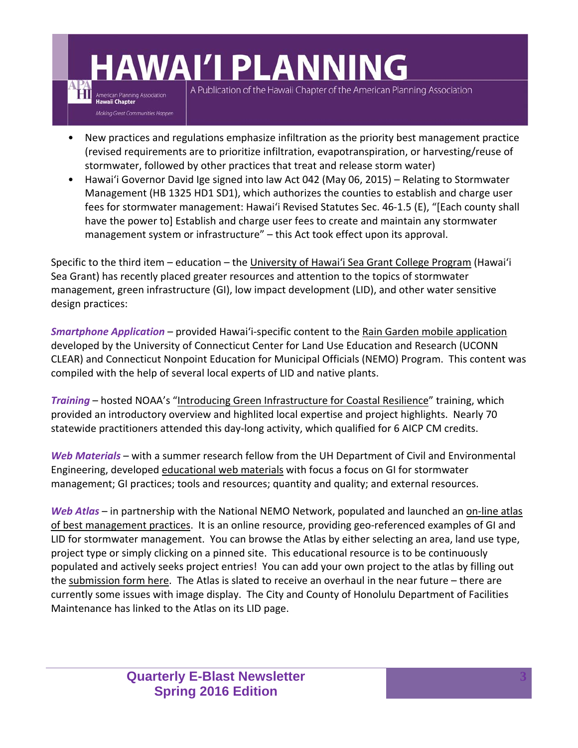- New practices and regulations emphasize infiltration as the priority best management practice (revised requirements are to prioritize infiltration, evapotranspiration, or harvesting/reuse of stormwater, followed by other practices that treat and release storm water)
- Hawaiʻi Governor David Ige signed into law Act 042 (May 06, 2015) – Relating to Stormwater Management (HB 1325 HD1 SD1), which authorizes the counties to establish and charge user fees for stormwater management: Hawaiʻi Revised Statutes Sec. 46-1.5 (E), "[Each county shall have the power to] Establish and charge user fees to create and maintain any stormwater management system or infrastructure" – this Act took effect upon its approval.

Specific to the third item – education – the University of Hawaiʻi Sea Grant College Program (Hawaiʻi Sea Grant) has recently placed greater resources and attention to the topics of stormwater management, green infrastructure (GI), low impact development (LID), and other water sensitive design practices:

***Smartphone Application*** – provided Hawaiʻi-specific content to the Rain Garden mobile application developed by the University of Connecticut Center for Land Use Education and Research (UCONN CLEAR) and Connecticut Nonpoint Education for Municipal Officials (NEMO) Program. This content was compiled with the help of several local experts of LID and native plants.

***Training*** – hosted NOAA's "Introducing Green Infrastructure for Coastal Resilience" training, which provided an introductory overview and highlited local expertise and project highlights. Nearly 70 statewide practitioners attended this day-long activity, which qualified for 6 AICP CM credits.

***Web Materials*** – with a summer research fellow from the UH Department of Civil and Environmental Engineering, developed educational web materials with focus a focus on GI for stormwater management; GI practices; tools and resources; quantity and quality; and external resources.

***Web Atlas*** – in partnership with the National NEMO Network, populated and launched an on-line atlas of best management practices. It is an online resource, providing geo-referenced examples of GI and LID for stormwater management. You can browse the Atlas by either selecting an area, land use type, project type or simply clicking on a pinned site. This educational resource is to be continuously populated and actively seeks project entries! You can add your own project to the atlas by filling out the submission form here. The Atlas is slated to receive an overhaul in the near future – there are currently some issues with image display. The City and County of Honolulu Department of Facilities Maintenance has linked to the Atlas on its LID page.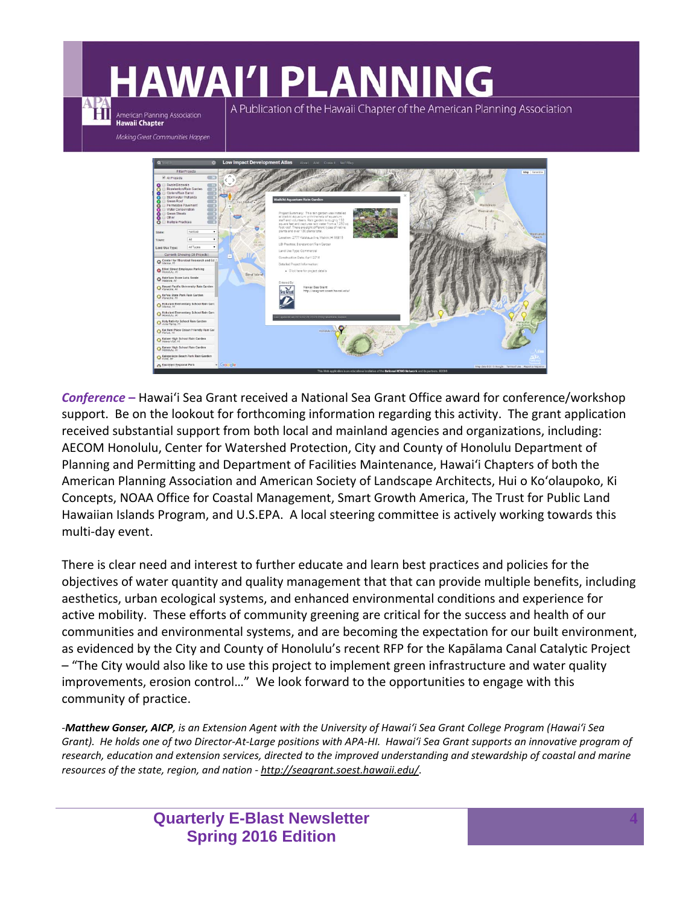***Conference –*** Hawai'i Sea Grant received a National Sea Grant Office award for conference/workshop support. Be on the lookout for forthcoming information regarding this activity. The grant application received substantial support from both local and mainland agencies and organizations, including: AECOM Honolulu, Center for Watershed Protection, City and County of Honolulu Department of Planning and Permitting and Department of Facilities Maintenance, Hawai'i Chapters of both the American Planning Association and American Society of Landscape Architects, Hui o Ko'olaupoko, Ki Concepts, NOAA Office for Coastal Management, Smart Growth America, The Trust for Public Land Hawaiian Islands Program, and U.S.EPA. A local steering committee is actively working towards this multi-day event.

There is clear need and interest to further educate and learn best practices and policies for the objectives of water quantity and quality management that that can provide multiple benefits, including aesthetics, urban ecological systems, and enhanced environmental conditions and experience for active mobility. These efforts of community greening are critical for the success and health of our communities and environmental systems, and are becoming the expectation for our built environment, as evidenced by the City and County of Honolulu's recent RFP for the Kapālama Canal Catalytic Project – "The City would also like to use this project to implement green infrastructure and water quality improvements, erosion control…" We look forward to the opportunities to engage with this community of practice.

*-**Matthew Gonser, AICP**, is an Extension Agent with the University of Hawai'i Sea Grant College Program (Hawai'i Sea Grant). He holds one of two Director-At-Large positions with APA-HI. Hawai'i Sea Grant supports an innovative program of research, education and extension services, directed to the improved understanding and stewardship of coastal and marine resources of the state, region, and nation - http://seagrant.soest.hawaii.edu/.*